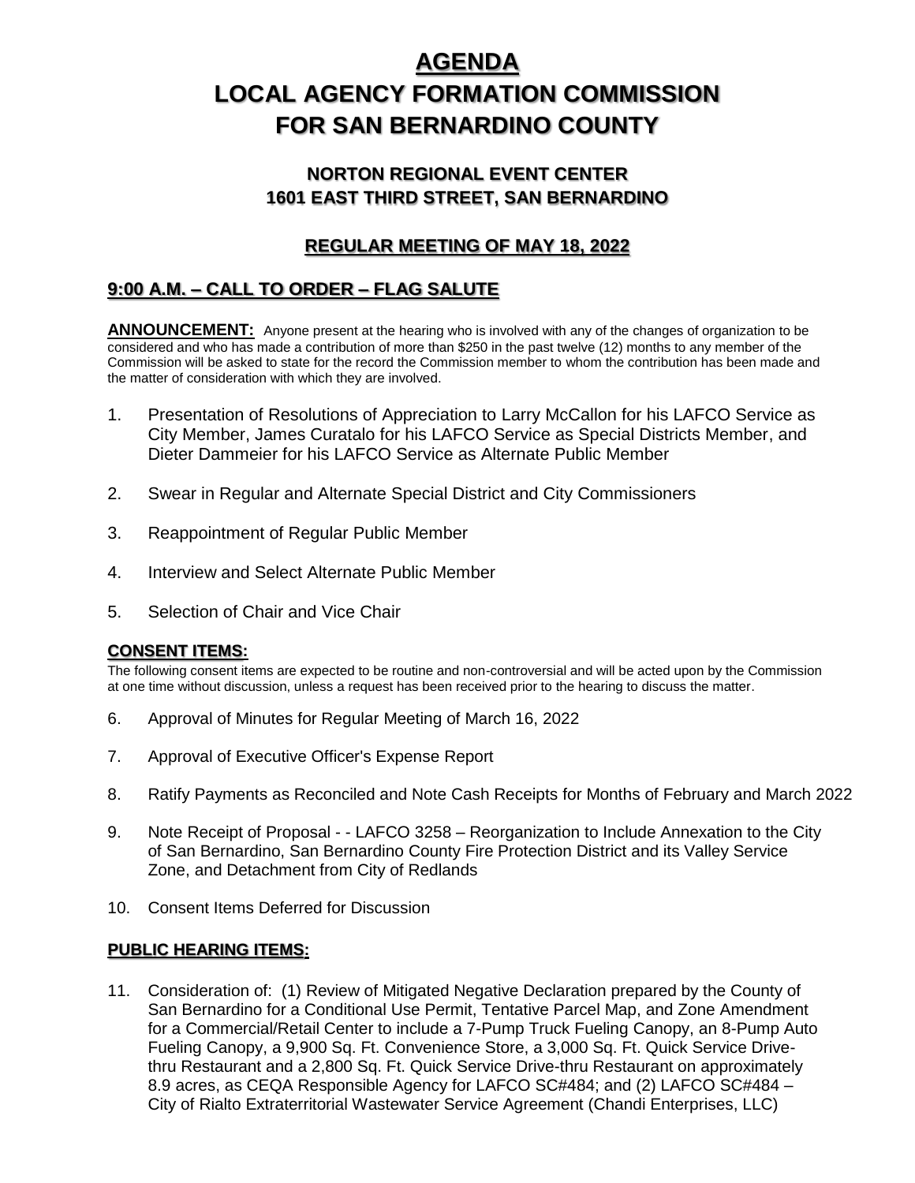# AGENDA

# LOCAL AGENCY FORMATION COMMISSION FOR SAN BERNARDINO COUNTY

## NORTON REGIONAL EVENT CENTER
## 1601 EAST THIRD STREET, SAN BERNARDINO

## REGULAR MEETING OF MAY 18, 2022

## 9:00 A.M. – CALL TO ORDER – FLAG SALUTE

**ANNOUNCEMENT:** Anyone present at the hearing who is involved with any of the changes of organization to be considered and who has made a contribution of more than $250 in the past twelve (12) months to any member of the Commission will be asked to state for the record the Commission member to whom the contribution has been made and the matter of consideration with which they are involved.

1. Presentation of Resolutions of Appreciation to Larry McCallon for his LAFCO Service as City Member, James Curatalo for his LAFCO Service as Special Districts Member, and Dieter Dammeier for his LAFCO Service as Alternate Public Member
2. Swear in Regular and Alternate Special District and City Commissioners
3. Reappointment of Regular Public Member
4. Interview and Select Alternate Public Member
5. Selection of Chair and Vice Chair

### CONSENT ITEMS:

The following consent items are expected to be routine and non-controversial and will be acted upon by the Commission at one time without discussion, unless a request has been received prior to the hearing to discuss the matter.

6. Approval of Minutes for Regular Meeting of March 16, 2022
7. Approval of Executive Officer's Expense Report
8. Ratify Payments as Reconciled and Note Cash Receipts for Months of February and March 2022
9. Note Receipt of Proposal - - LAFCO 3258 – Reorganization to Include Annexation to the City of San Bernardino, San Bernardino County Fire Protection District and its Valley Service Zone, and Detachment from City of Redlands
10. Consent Items Deferred for Discussion

### PUBLIC HEARING ITEMS:

11. Consideration of: (1) Review of Mitigated Negative Declaration prepared by the County of San Bernardino for a Conditional Use Permit, Tentative Parcel Map, and Zone Amendment for a Commercial/Retail Center to include a 7-Pump Truck Fueling Canopy, an 8-Pump Auto Fueling Canopy, a 9,900 Sq. Ft. Convenience Store, a 3,000 Sq. Ft. Quick Service Drive-thru Restaurant and a 2,800 Sq. Ft. Quick Service Drive-thru Restaurant on approximately 8.9 acres, as CEQA Responsible Agency for LAFCO SC#484; and (2) LAFCO SC#484 – City of Rialto Extraterritorial Wastewater Service Agreement (Chandi Enterprises, LLC)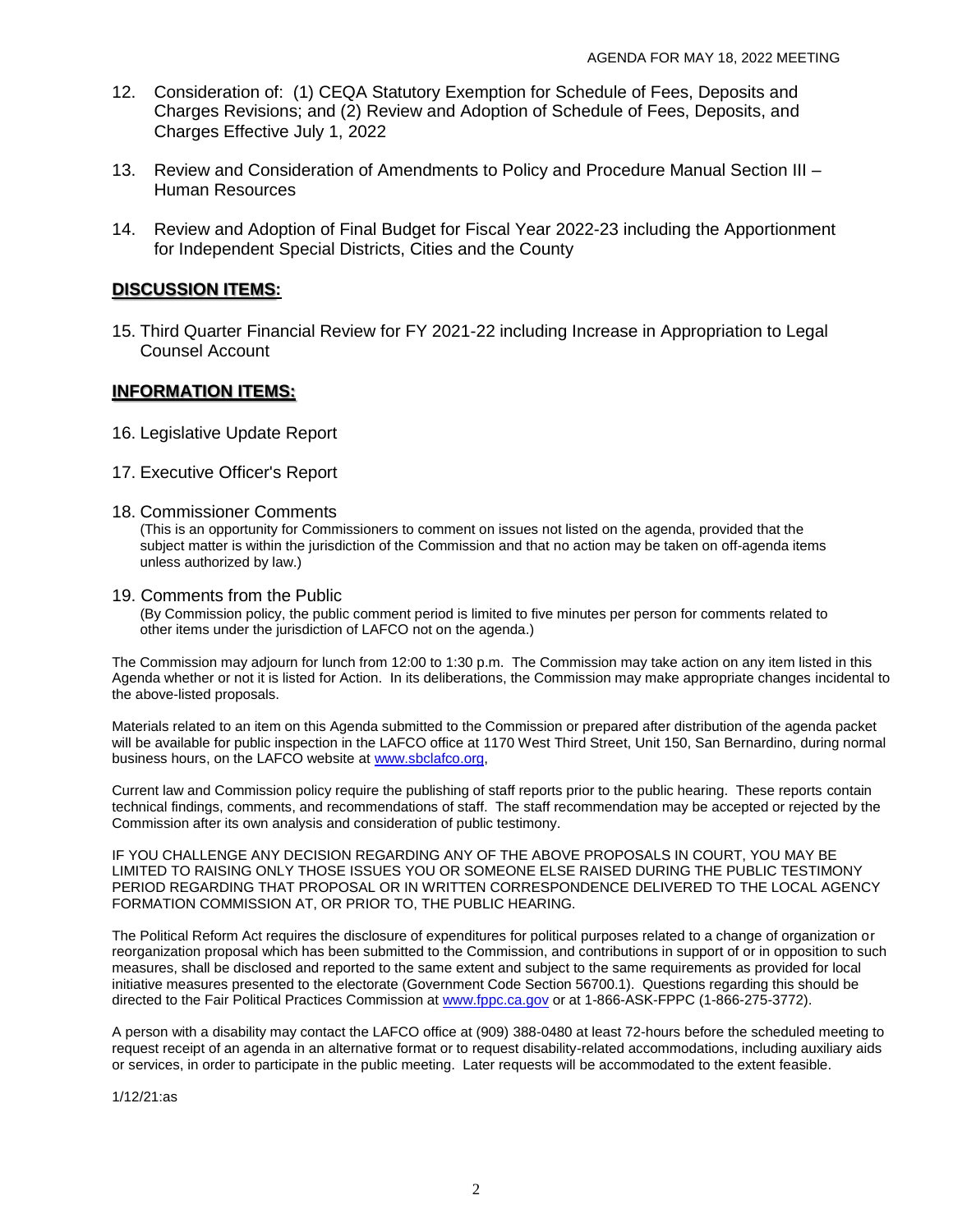12. Consideration of: (1) CEQA Statutory Exemption for Schedule of Fees, Deposits and Charges Revisions; and (2) Review and Adoption of Schedule of Fees, Deposits, and Charges Effective July 1, 2022

13. Review and Consideration of Amendments to Policy and Procedure Manual Section III – Human Resources

14. Review and Adoption of Final Budget for Fiscal Year 2022-23 including the Apportionment for Independent Special Districts, Cities and the County

## DISCUSSION ITEMS:

15. Third Quarter Financial Review for FY 2021-22 including Increase in Appropriation to Legal Counsel Account

## INFORMATION ITEMS:

16. Legislative Update Report

17. Executive Officer's Report

18. Commissioner Comments
    (This is an opportunity for Commissioners to comment on issues not listed on the agenda, provided that the subject matter is within the jurisdiction of the Commission and that no action may be taken on off-agenda items unless authorized by law.)

19. Comments from the Public
    (By Commission policy, the public comment period is limited to five minutes per person for comments related to other items under the jurisdiction of LAFCO not on the agenda.)

The Commission may adjourn for lunch from 12:00 to 1:30 p.m. The Commission may take action on any item listed in this Agenda whether or not it is listed for Action. In its deliberations, the Commission may make appropriate changes incidental to the above-listed proposals.

Materials related to an item on this Agenda submitted to the Commission or prepared after distribution of the agenda packet will be available for public inspection in the LAFCO office at 1170 West Third Street, Unit 150, San Bernardino, during normal business hours, on the LAFCO website at www.sbclafco.org,

Current law and Commission policy require the publishing of staff reports prior to the public hearing. These reports contain technical findings, comments, and recommendations of staff. The staff recommendation may be accepted or rejected by the Commission after its own analysis and consideration of public testimony.

IF YOU CHALLENGE ANY DECISION REGARDING ANY OF THE ABOVE PROPOSALS IN COURT, YOU MAY BE LIMITED TO RAISING ONLY THOSE ISSUES YOU OR SOMEONE ELSE RAISED DURING THE PUBLIC TESTIMONY PERIOD REGARDING THAT PROPOSAL OR IN WRITTEN CORRESPONDENCE DELIVERED TO THE LOCAL AGENCY FORMATION COMMISSION AT, OR PRIOR TO, THE PUBLIC HEARING.

The Political Reform Act requires the disclosure of expenditures for political purposes related to a change of organization or reorganization proposal which has been submitted to the Commission, and contributions in support of or in opposition to such measures, shall be disclosed and reported to the same extent and subject to the same requirements as provided for local initiative measures presented to the electorate (Government Code Section 56700.1). Questions regarding this should be directed to the Fair Political Practices Commission at www.fppc.ca.gov or at 1-866-ASK-FPPC (1-866-275-3772).

A person with a disability may contact the LAFCO office at (909) 388-0480 at least 72-hours before the scheduled meeting to request receipt of an agenda in an alternative format or to request disability-related accommodations, including auxiliary aids or services, in order to participate in the public meeting. Later requests will be accommodated to the extent feasible.

1/12/21:as